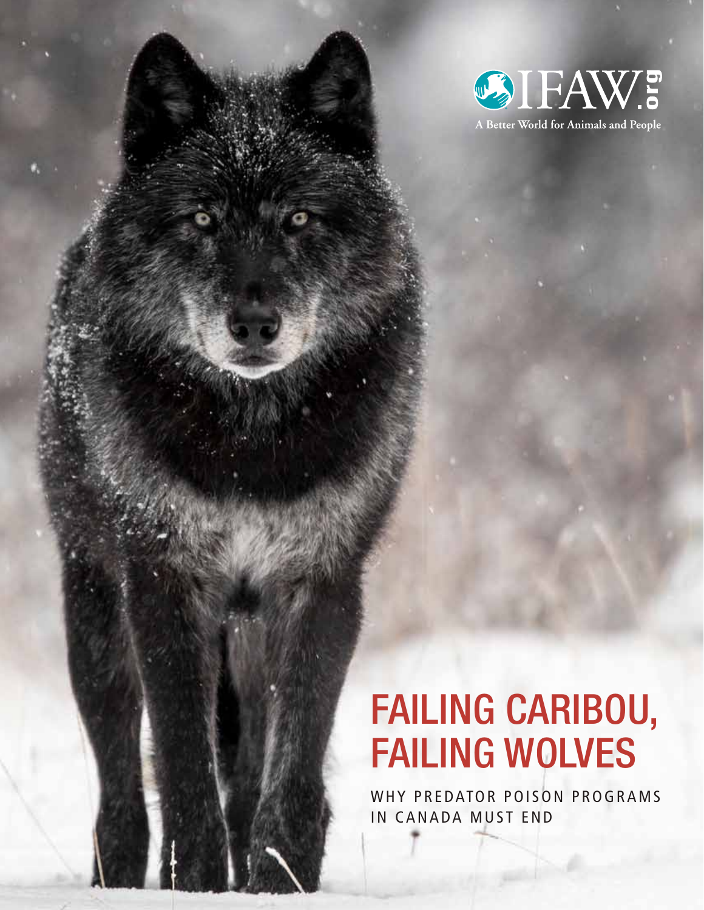IFAW.org

A Better World for Animals and People

# FAILING CARIBOU, FAILING WOLVES

WHY PREDATOR POISON PROGRAMS IN CANADA MUST END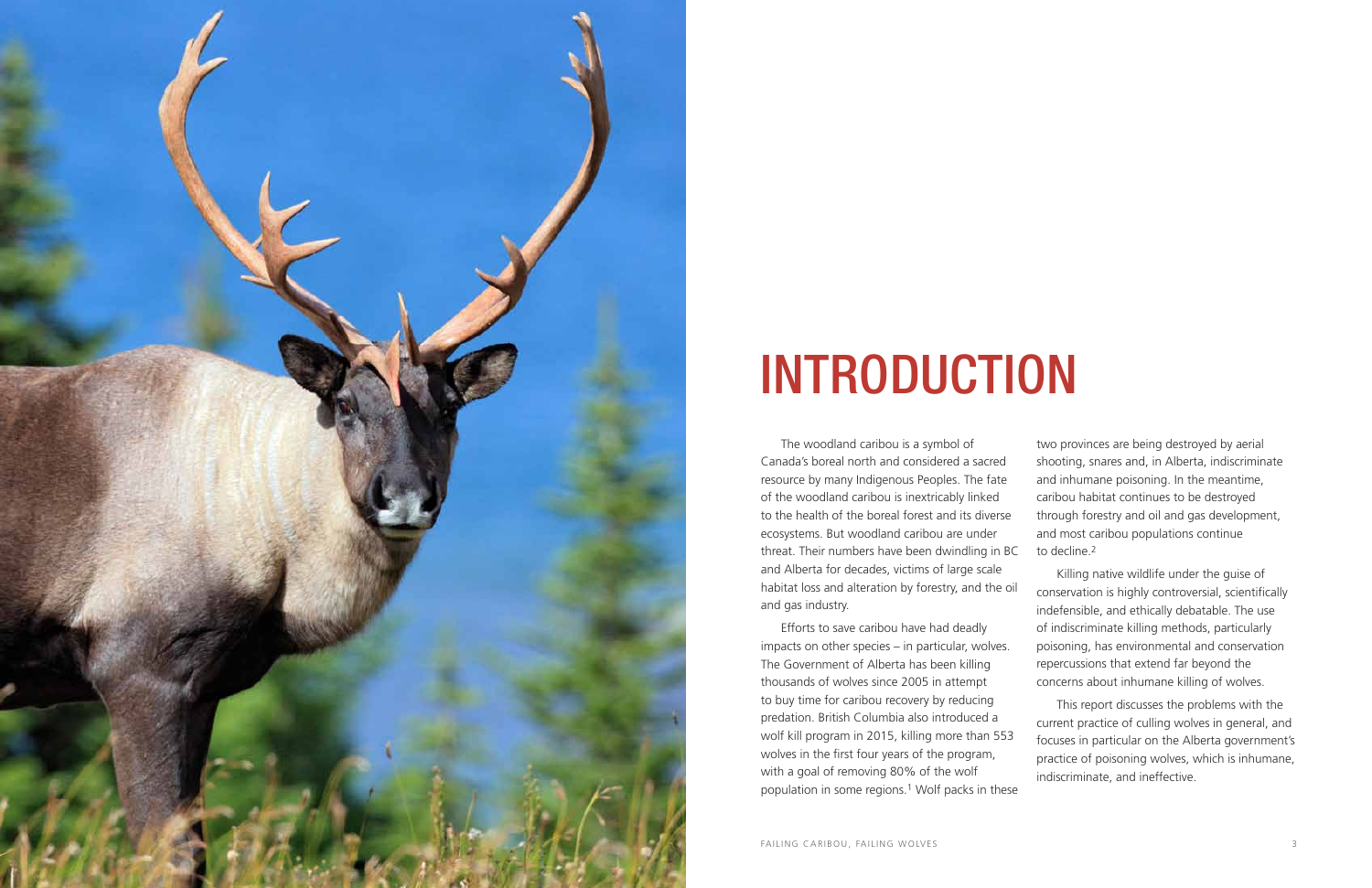# INTRODUCTION

The woodland caribou is a symbol of Canada's boreal north and considered a sacred resource by many Indigenous Peoples. The fate of the woodland caribou is inextricably linked to the health of the boreal forest and its diverse ecosystems. But woodland caribou are under threat. Their numbers have been dwindling in BC and Alberta for decades, victims of large scale habitat loss and alteration by forestry, and the oil and gas industry.

Efforts to save caribou have had deadly impacts on other species – in particular, wolves. The Government of Alberta has been killing thousands of wolves since 2005 in attempt to buy time for caribou recovery by reducing predation. British Columbia also introduced a wolf kill program in 2015, killing more than 553 wolves in the first four years of the program, with a goal of removing 80% of the wolf population in some regions.[1] Wolf packs in these two provinces are being destroyed by aerial shooting, snares and, in Alberta, indiscriminate and inhumane poisoning. In the meantime, caribou habitat continues to be destroyed through forestry and oil and gas development, and most caribou populations continue to decline.[2]

Killing native wildlife under the guise of conservation is highly controversial, scientifically indefensible, and ethically debatable. The use of indiscriminate killing methods, particularly poisoning, has environmental and conservation repercussions that extend far beyond the concerns about inhumane killing of wolves.

This report discusses the problems with the current practice of culling wolves in general, and focuses in particular on the Alberta government's practice of poisoning wolves, which is inhumane, indiscriminate, and ineffective.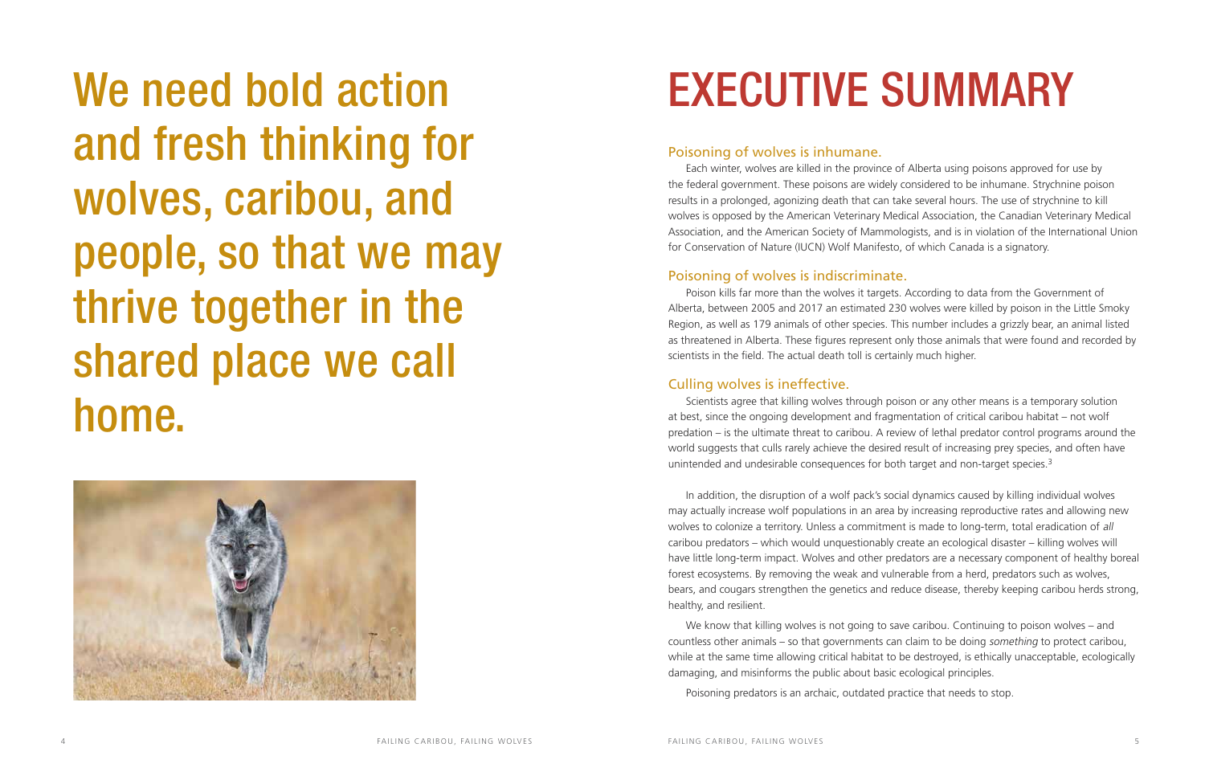We need bold action and fresh thinking for wolves, caribou, and people, so that we may thrive together in the shared place we call home.

# EXECUTIVE SUMMARY

## Poisoning of wolves is inhumane.

Each winter, wolves are killed in the province of Alberta using poisons approved for use by the federal government. These poisons are widely considered to be inhumane. Strychnine poison results in a prolonged, agonizing death that can take several hours. The use of strychnine to kill wolves is opposed by the American Veterinary Medical Association, the Canadian Veterinary Medical Association, and the American Society of Mammologists, and is in violation of the International Union for Conservation of Nature (IUCN) Wolf Manifesto, of which Canada is a signatory.

## Poisoning of wolves is indiscriminate.

Poison kills far more than the wolves it targets. According to data from the Government of Alberta, between 2005 and 2017 an estimated 230 wolves were killed by poison in the Little Smoky Region, as well as 179 animals of other species. This number includes a grizzly bear, an animal listed as threatened in Alberta. These figures represent only those animals that were found and recorded by scientists in the field. The actual death toll is certainly much higher.

## Culling wolves is ineffective.

Scientists agree that killing wolves through poison or any other means is a temporary solution at best, since the ongoing development and fragmentation of critical caribou habitat – not wolf predation – is the ultimate threat to caribou. A review of lethal predator control programs around the world suggests that culls rarely achieve the desired result of increasing prey species, and often have unintended and undesirable consequences for both target and non-target species.[3]

In addition, the disruption of a wolf pack's social dynamics caused by killing individual wolves may actually increase wolf populations in an area by increasing reproductive rates and allowing new wolves to colonize a territory. Unless a commitment is made to long-term, total eradication of *all* caribou predators – which would unquestionably create an ecological disaster – killing wolves will have little long-term impact. Wolves and other predators are a necessary component of healthy boreal forest ecosystems. By removing the weak and vulnerable from a herd, predators such as wolves, bears, and cougars strengthen the genetics and reduce disease, thereby keeping caribou herds strong, healthy, and resilient.

We know that killing wolves is not going to save caribou. Continuing to poison wolves – and countless other animals – so that governments can claim to be doing *something* to protect caribou, while at the same time allowing critical habitat to be destroyed, is ethically unacceptable, ecologically damaging, and misinforms the public about basic ecological principles.

Poisoning predators is an archaic, outdated practice that needs to stop.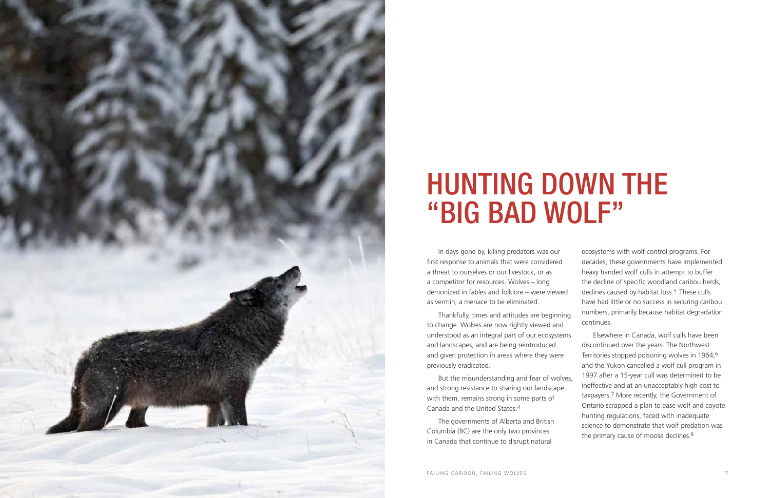# HUNTING DOWN THE "BIG BAD WOLF"

In days gone by, killing predators was our first response to animals that were considered a threat to ourselves or our livestock, or as a competitor for resources. Wolves – long demonized in fables and folklore – were viewed as vermin, a menace to be eliminated.

Thankfully, times and attitudes are beginning to change. Wolves are now rightly viewed and understood as an integral part of our ecosystems and landscapes, and are being reintroduced and given protection in areas where they were previously eradicated.

But the misunderstanding and fear of wolves, and strong resistance to sharing our landscape with them, remains strong in some parts of Canada and the United States.[4]

The governments of Alberta and British Columbia (BC) are the only two provinces in Canada that continue to disrupt natural ecosystems with wolf control programs. For decades, these governments have implemented heavy handed wolf culls in attempt to buffer the decline of specific woodland caribou herds, declines caused by habitat loss.[5] These culls have had little or no success in securing caribou numbers, primarily because habitat degradation continues.

Elsewhere in Canada, wolf culls have been discontinued over the years. The Northwest Territories stopped poisoning wolves in 1964,[6] and the Yukon cancelled a wolf cull program in 1997 after a 15-year cull was determined to be ineffective and at an unacceptably high cost to taxpayers.[7] More recently, the Government of Ontario scrapped a plan to ease wolf and coyote hunting regulations, faced with inadequate science to demonstrate that wolf predation was the primary cause of moose declines.[8]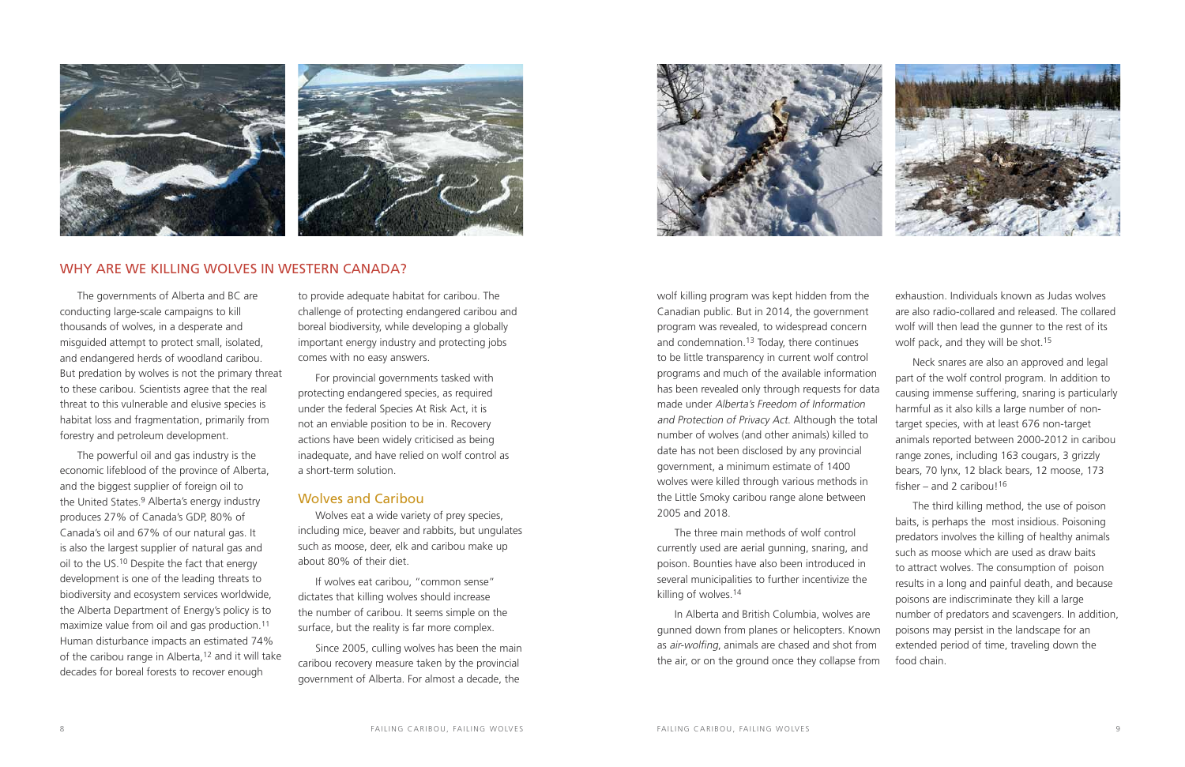## WHY ARE WE KILLING WOLVES IN WESTERN CANADA?

The governments of Alberta and BC are conducting large-scale campaigns to kill thousands of wolves, in a desperate and misguided attempt to protect small, isolated, and endangered herds of woodland caribou. But predation by wolves is not the primary threat to these caribou. Scientists agree that the real threat to this vulnerable and elusive species is habitat loss and fragmentation, primarily from forestry and petroleum development.

The powerful oil and gas industry is the economic lifeblood of the province of Alberta, and the biggest supplier of foreign oil to the United States.[9] Alberta's energy industry produces 27% of Canada's GDP, 80% of Canada's oil and 67% of our natural gas. It is also the largest supplier of natural gas and oil to the US.[10] Despite the fact that energy development is one of the leading threats to biodiversity and ecosystem services worldwide, the Alberta Department of Energy's policy is to maximize value from oil and gas production.[11] Human disturbance impacts an estimated 74% of the caribou range in Alberta,[12] and it will take decades for boreal forests to recover enough to provide adequate habitat for caribou. The challenge of protecting endangered caribou and boreal biodiversity, while developing a globally important energy industry and protecting jobs comes with no easy answers.

For provincial governments tasked with protecting endangered species, as required under the federal Species At Risk Act, it is not an enviable position to be in. Recovery actions have been widely criticised as being inadequate, and have relied on wolf control as a short-term solution.

### Wolves and Caribou

Wolves eat a wide variety of prey species, including mice, beaver and rabbits, but ungulates such as moose, deer, elk and caribou make up about 80% of their diet.

If wolves eat caribou, "common sense" dictates that killing wolves should increase the number of caribou. It seems simple on the surface, but the reality is far more complex.

Since 2005, culling wolves has been the main caribou recovery measure taken by the provincial government of Alberta. For almost a decade, the wolf killing program was kept hidden from the Canadian public. But in 2014, the government program was revealed, to widespread concern and condemnation.[13] Today, there continues to be little transparency in current wolf control programs and much of the available information has been revealed only through requests for data made under *Alberta's Freedom of Information and Protection of Privacy Act*. Although the total number of wolves (and other animals) killed to date has not been disclosed by any provincial government, a minimum estimate of 1400 wolves were killed through various methods in the Little Smoky caribou range alone between 2005 and 2018.

The three main methods of wolf control currently used are aerial gunning, snaring, and poison. Bounties have also been introduced in several municipalities to further incentivize the killing of wolves.[14]

In Alberta and British Columbia, wolves are gunned down from planes or helicopters. Known as *air-wolfing*, animals are chased and shot from the air, or on the ground once they collapse from exhaustion. Individuals known as Judas wolves are also radio-collared and released. The collared wolf will then lead the gunner to the rest of its wolf pack, and they will be shot.[15]

Neck snares are also an approved and legal part of the wolf control program. In addition to causing immense suffering, snaring is particularly harmful as it also kills a large number of non-target species, with at least 676 non-target animals reported between 2000-2012 in caribou range zones, including 163 cougars, 3 grizzly bears, 70 lynx, 12 black bears, 12 moose, 173 fisher – and 2 caribou![16]

The third killing method, the use of poison baits, is perhaps the most insidious. Poisoning predators involves the killing of healthy animals such as moose which are used as draw baits to attract wolves. The consumption of poison results in a long and painful death, and because poisons are indiscriminate they kill a large number of predators and scavengers. In addition, poisons may persist in the landscape for an extended period of time, traveling down the food chain.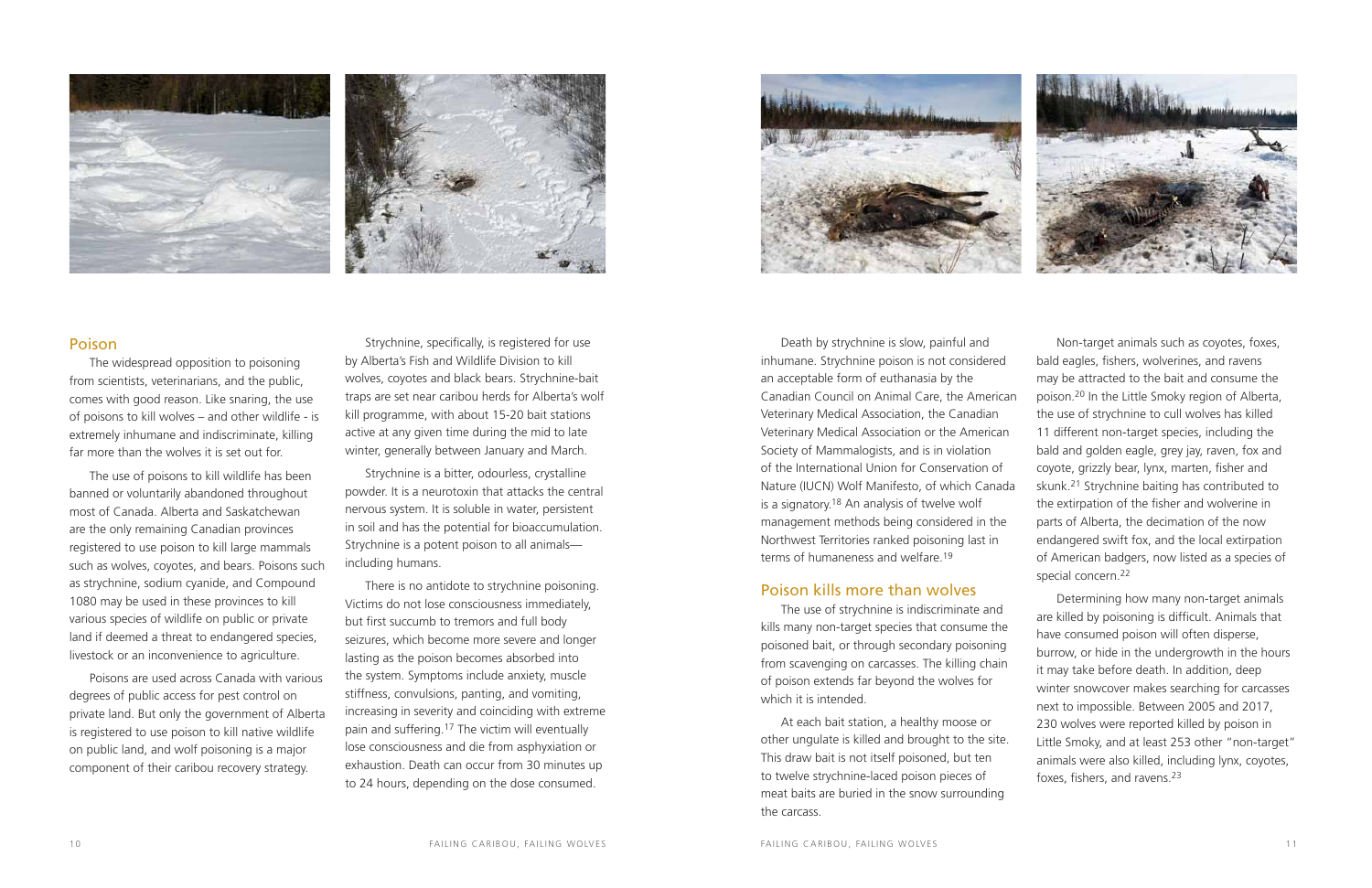## Poison

The widespread opposition to poisoning from scientists, veterinarians, and the public, comes with good reason. Like snaring, the use of poisons to kill wolves – and other wildlife - is extremely inhumane and indiscriminate, killing far more than the wolves it is set out for.

The use of poisons to kill wildlife has been banned or voluntarily abandoned throughout most of Canada. Alberta and Saskatchewan are the only remaining Canadian provinces registered to use poison to kill large mammals such as wolves, coyotes, and bears. Poisons such as strychnine, sodium cyanide, and Compound 1080 may be used in these provinces to kill various species of wildlife on public or private land if deemed a threat to endangered species, livestock or an inconvenience to agriculture.

Poisons are used across Canada with various degrees of public access for pest control on private land. But only the government of Alberta is registered to use poison to kill native wildlife on public land, and wolf poisoning is a major component of their caribou recovery strategy.

Strychnine, specifically, is registered for use by Alberta's Fish and Wildlife Division to kill wolves, coyotes and black bears. Strychnine-bait traps are set near caribou herds for Alberta's wolf kill programme, with about 15-20 bait stations active at any given time during the mid to late winter, generally between January and March.

Strychnine is a bitter, odourless, crystalline powder. It is a neurotoxin that attacks the central nervous system. It is soluble in water, persistent in soil and has the potential for bioaccumulation. Strychnine is a potent poison to all animals—including humans.

There is no antidote to strychnine poisoning. Victims do not lose consciousness immediately, but first succumb to tremors and full body seizures, which become more severe and longer lasting as the poison becomes absorbed into the system. Symptoms include anxiety, muscle stiffness, convulsions, panting, and vomiting, increasing in severity and coinciding with extreme pain and suffering.[17] The victim will eventually lose consciousness and die from asphyxiation or exhaustion. Death can occur from 30 minutes up to 24 hours, depending on the dose consumed.

Death by strychnine is slow, painful and inhumane. Strychnine poison is not considered an acceptable form of euthanasia by the Canadian Council on Animal Care, the American Veterinary Medical Association, the Canadian Veterinary Medical Association or the American Society of Mammalogists, and is in violation of the International Union for Conservation of Nature (IUCN) Wolf Manifesto, of which Canada is a signatory.[18] An analysis of twelve wolf management methods being considered in the Northwest Territories ranked poisoning last in terms of humaneness and welfare.[19]

## Poison kills more than wolves

The use of strychnine is indiscriminate and kills many non-target species that consume the poisoned bait, or through secondary poisoning from scavenging on carcasses. The killing chain of poison extends far beyond the wolves for which it is intended.

At each bait station, a healthy moose or other ungulate is killed and brought to the site. This draw bait is not itself poisoned, but ten to twelve strychnine-laced poison pieces of meat baits are buried in the snow surrounding the carcass.

Non-target animals such as coyotes, foxes, bald eagles, fishers, wolverines, and ravens may be attracted to the bait and consume the poison.[20] In the Little Smoky region of Alberta, the use of strychnine to cull wolves has killed 11 different non-target species, including the bald and golden eagle, grey jay, raven, fox and coyote, grizzly bear, lynx, marten, fisher and skunk.[21] Strychnine baiting has contributed to the extirpation of the fisher and wolverine in parts of Alberta, the decimation of the now endangered swift fox, and the local extirpation of American badgers, now listed as a species of special concern.[22]

Determining how many non-target animals are killed by poisoning is difficult. Animals that have consumed poison will often disperse, burrow, or hide in the undergrowth in the hours it may take before death. In addition, deep winter snowcover makes searching for carcasses next to impossible. Between 2005 and 2017, 230 wolves were reported killed by poison in Little Smoky, and at least 253 other "non-target" animals were also killed, including lynx, coyotes, foxes, fishers, and ravens.[23]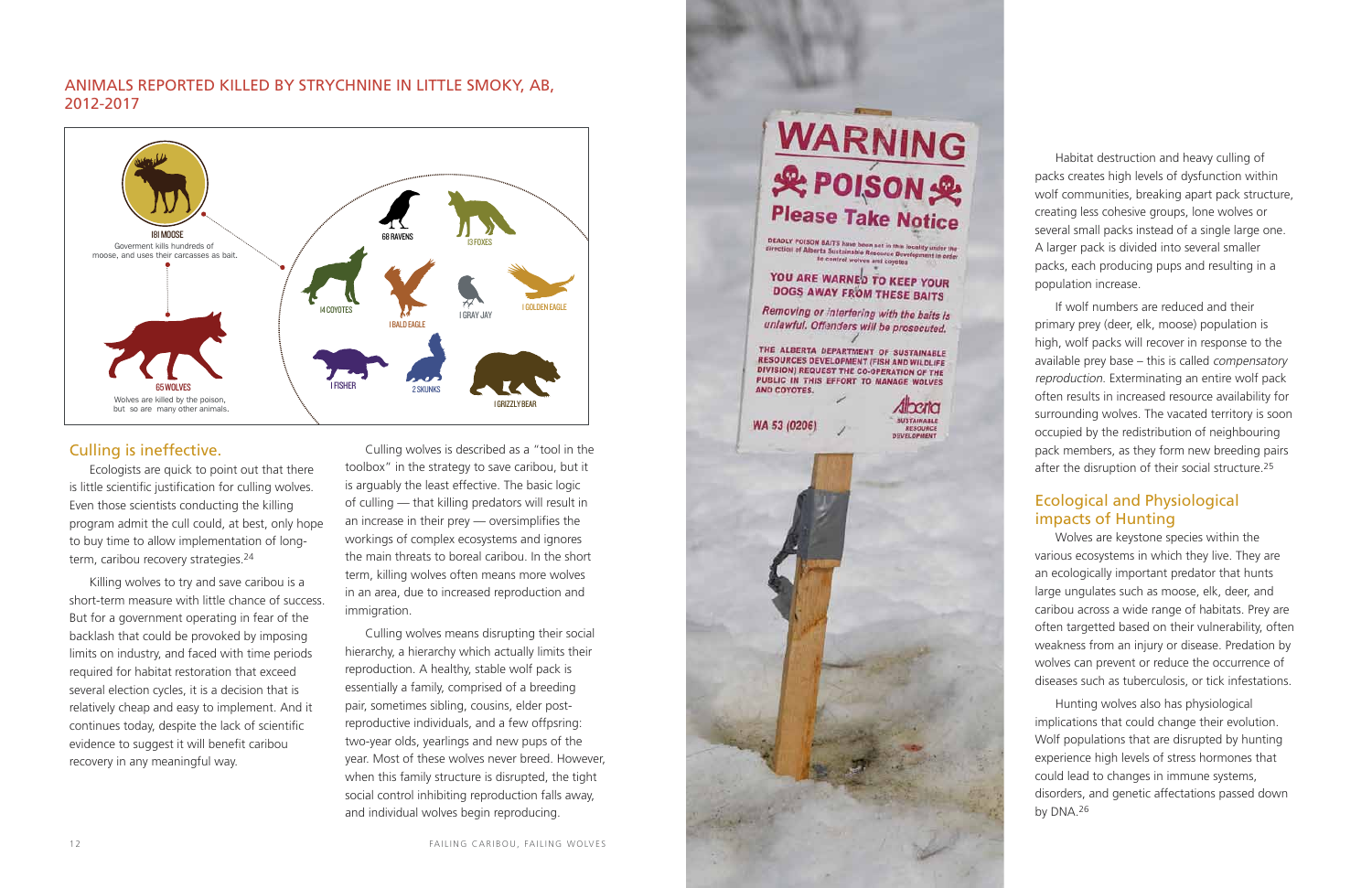## ANIMALS REPORTED KILLED BY STRYCHNINE IN LITTLE SMOKY, AB, 2012-2017

181 MOOSE
Goverment kills hundreds of moose, and uses their carcasses as bait.

65 WOLVES
Wolves are killed by the poison, but so are many other animals.

68 RAVENS
13 FOXES
14 COYOTES
1 BALD EAGLE
1 GRAY JAY
1 GOLDEN EAGLE
1 FISHER
2 SKUNKS
1 GRIZZLY BEAR

## Culling is ineffective.

Ecologists are quick to point out that there is little scientific justification for culling wolves. Even those scientists conducting the killing program admit the cull could, at best, only hope to buy time to allow implementation of long-term, caribou recovery strategies.[24]

Killing wolves to try and save caribou is a short-term measure with little chance of success. But for a government operating in fear of the backlash that could be provoked by imposing limits on industry, and faced with time periods required for habitat restoration that exceed several election cycles, it is a decision that is relatively cheap and easy to implement. And it continues today, despite the lack of scientific evidence to suggest it will benefit caribou recovery in any meaningful way.

Culling wolves is described as a "tool in the toolbox" in the strategy to save caribou, but it is arguably the least effective. The basic logic of culling — that killing predators will result in an increase in their prey — oversimplifies the workings of complex ecosystems and ignores the main threats to boreal caribou. In the short term, killing wolves often means more wolves in an area, due to increased reproduction and immigration.

Culling wolves means disrupting their social hierarchy, a hierarchy which actually limits their reproduction. A healthy, stable wolf pack is essentially a family, comprised of a breeding pair, sometimes sibling, cousins, elder post-reproductive individuals, and a few offpsring: two-year olds, yearlings and new pups of the year. Most of these wolves never breed. However, when this family structure is disrupted, the tight social control inhibiting reproduction falls away, and individual wolves begin reproducing.

WARNING
POISON
Please Take Notice

DEADLY POISON BAITS have been set in this locality under the direction of Alberta Sustainable Resource Development in order to control wolves and coyotes

YOU ARE WARNED TO KEEP YOUR DOGS AWAY FROM THESE BAITS

Removing or interfering with the baits is unlawful. Offenders will be prosecuted.

THE ALBERTA DEPARTMENT OF SUSTAINABLE RESOURCES DEVELOPMENT (FISH AND WILDLIFE DIVISION) REQUEST THE CO-OPERATION OF THE PUBLIC IN THIS EFFORT TO MANAGE WOLVES AND COYOTES.

WA 53 (0206)

Alberta SUSTAINABLE RESOURCE DEVELOPMENT

Habitat destruction and heavy culling of packs creates high levels of dysfunction within wolf communities, breaking apart pack structure, creating less cohesive groups, lone wolves or several small packs instead of a single large one. A larger pack is divided into several smaller packs, each producing pups and resulting in a population increase.

If wolf numbers are reduced and their primary prey (deer, elk, moose) population is high, wolf packs will recover in response to the available prey base – this is called *compensatory reproduction*. Exterminating an entire wolf pack often results in increased resource availability for surrounding wolves. The vacated territory is soon occupied by the redistribution of neighbouring pack members, as they form new breeding pairs after the disruption of their social structure.[25]

## Ecological and Physiological impacts of Hunting

Wolves are keystone species within the various ecosystems in which they live. They are an ecologically important predator that hunts large ungulates such as moose, elk, deer, and caribou across a wide range of habitats. Prey are often targetted based on their vulnerability, often weakness from an injury or disease. Predation by wolves can prevent or reduce the occurrence of diseases such as tuberculosis, or tick infestations.

Hunting wolves also has physiological implications that could change their evolution. Wolf populations that are disrupted by hunting experience high levels of stress hormones that could lead to changes in immune systems, disorders, and genetic affectations passed down by DNA.[26]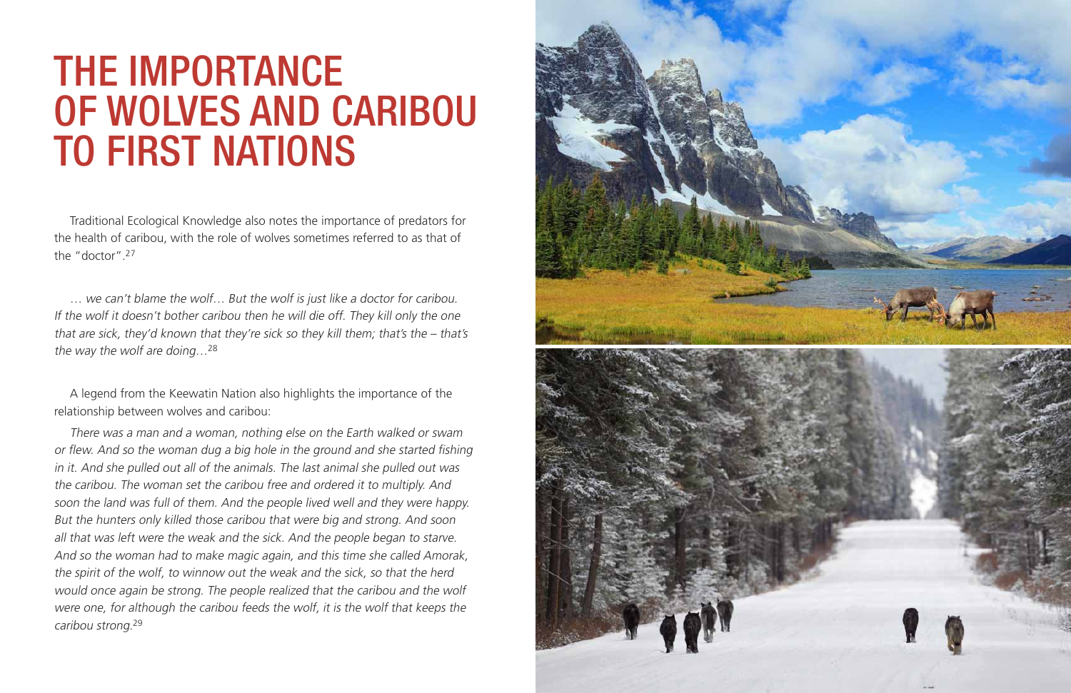# THE IMPORTANCE OF WOLVES AND CARIBOU TO FIRST NATIONS

Traditional Ecological Knowledge also notes the importance of predators for the health of caribou, with the role of wolves sometimes referred to as that of the "doctor".[27]

*… we can't blame the wolf… But the wolf is just like a doctor for caribou. If the wolf it doesn't bother caribou then he will die off. They kill only the one that are sick, they'd known that they're sick so they kill them; that's the – that's the way the wolf are doing…*[28]

A legend from the Keewatin Nation also highlights the importance of the relationship between wolves and caribou:

*There was a man and a woman, nothing else on the Earth walked or swam or flew. And so the woman dug a big hole in the ground and she started fishing in it. And she pulled out all of the animals. The last animal she pulled out was the caribou. The woman set the caribou free and ordered it to multiply. And soon the land was full of them. And the people lived well and they were happy. But the hunters only killed those caribou that were big and strong. And soon all that was left were the weak and the sick. And the people began to starve. And so the woman had to make magic again, and this time she called Amorak, the spirit of the wolf, to winnow out the weak and the sick, so that the herd would once again be strong. The people realized that the caribou and the wolf were one, for although the caribou feeds the wolf, it is the wolf that keeps the caribou strong.*[29]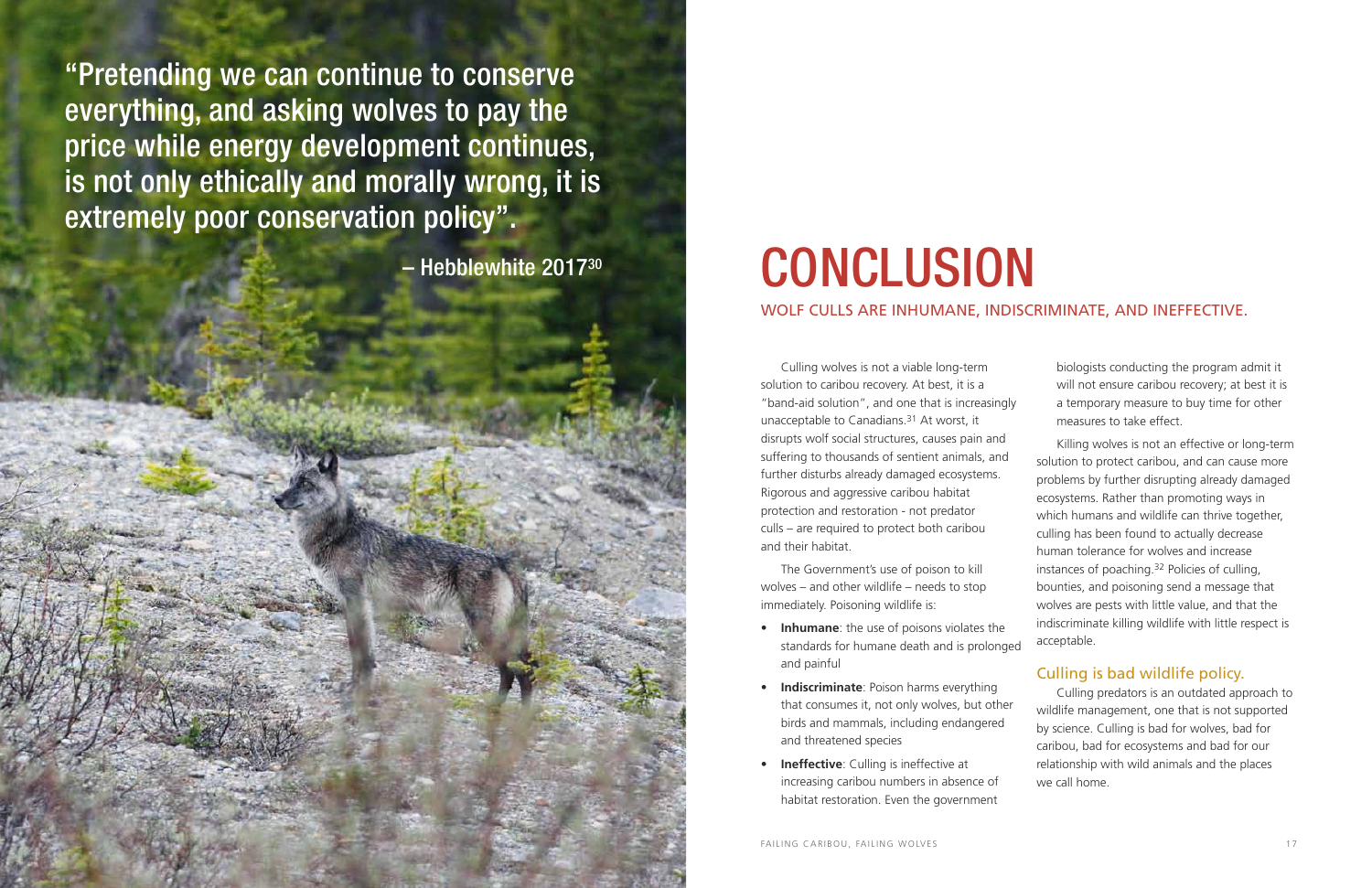"Pretending we can continue to conserve everything, and asking wolves to pay the price while energy development continues, is not only ethically and morally wrong, it is extremely poor conservation policy".

– Hebblewhite 2017[30]

# CONCLUSION

## WOLF CULLS ARE INHUMANE, INDISCRIMINATE, AND INEFFECTIVE.

Culling wolves is not a viable long-term solution to caribou recovery. At best, it is a "band-aid solution", and one that is increasingly unacceptable to Canadians.[31] At worst, it disrupts wolf social structures, causes pain and suffering to thousands of sentient animals, and further disturbs already damaged ecosystems. Rigorous and aggressive caribou habitat protection and restoration - not predator culls – are required to protect both caribou and their habitat.

The Government's use of poison to kill wolves – and other wildlife – needs to stop immediately. Poisoning wildlife is:

- **Inhumane**: the use of poisons violates the standards for humane death and is prolonged and painful
- **Indiscriminate**: Poison harms everything that consumes it, not only wolves, but other birds and mammals, including endangered and threatened species
- **Ineffective**: Culling is ineffective at increasing caribou numbers in absence of habitat restoration. Even the government biologists conducting the program admit it will not ensure caribou recovery; at best it is a temporary measure to buy time for other measures to take effect.

Killing wolves is not an effective or long-term solution to protect caribou, and can cause more problems by further disrupting already damaged ecosystems. Rather than promoting ways in which humans and wildlife can thrive together, culling has been found to actually decrease human tolerance for wolves and increase instances of poaching.[32] Policies of culling, bounties, and poisoning send a message that wolves are pests with little value, and that the indiscriminate killing wildlife with little respect is acceptable.

### Culling is bad wildlife policy.

Culling predators is an outdated approach to wildlife management, one that is not supported by science. Culling is bad for wolves, bad for caribou, bad for ecosystems and bad for our relationship with wild animals and the places we call home.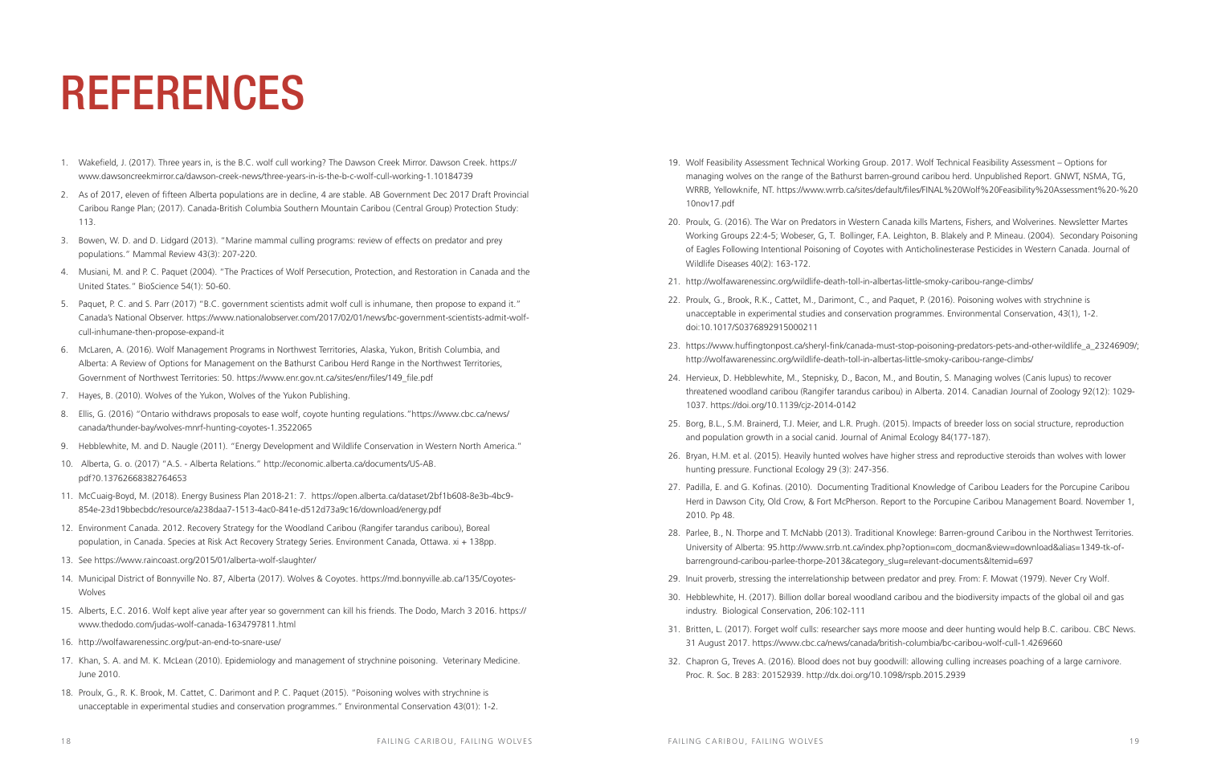# REFERENCES

1. Wakefield, J. (2017). Three years in, is the B.C. wolf cull working? The Dawson Creek Mirror. Dawson Creek. https://www.dawsoncreekmirror.ca/dawson-creek-news/three-years-in-is-the-b-c-wolf-cull-working-1.10184739
2. As of 2017, eleven of fifteen Alberta populations are in decline, 4 are stable. AB Government Dec 2017 Draft Provincial Caribou Range Plan; (2017). Canada-British Columbia Southern Mountain Caribou (Central Group) Protection Study: 113.
3. Bowen, W. D. and D. Lidgard (2013). "Marine mammal culling programs: review of effects on predator and prey populations." Mammal Review 43(3): 207-220.
4. Musiani, M. and P. C. Paquet (2004). "The Practices of Wolf Persecution, Protection, and Restoration in Canada and the United States." BioScience 54(1): 50-60.
5. Paquet, P. C. and S. Parr (2017) "B.C. government scientists admit wolf cull is inhumane, then propose to expand it." Canada's National Observer. https://www.nationalobserver.com/2017/02/01/news/bc-government-scientists-admit-wolf-cull-inhumane-then-propose-expand-it
6. McLaren, A. (2016). Wolf Management Programs in Northwest Territories, Alaska, Yukon, British Columbia, and Alberta: A Review of Options for Management on the Bathurst Caribou Herd Range in the Northwest Territories, Government of Northwest Territories: 50. https://www.enr.gov.nt.ca/sites/enr/files/149_file.pdf
7. Hayes, B. (2010). Wolves of the Yukon, Wolves of the Yukon Publishing.
8. Ellis, G. (2016) "Ontario withdraws proposals to ease wolf, coyote hunting regulations."https://www.cbc.ca/news/canada/thunder-bay/wolves-mnrf-hunting-coyotes-1.3522065
9. Hebblewhite, M. and D. Naugle (2011). "Energy Development and Wildlife Conservation in Western North America."
10. Alberta, G. o. (2017) "A.S. - Alberta Relations." http://economic.alberta.ca/documents/US-AB.pdf?0.13762668382764653
11. McCuaig-Boyd, M. (2018). Energy Business Plan 2018-21: 7. https://open.alberta.ca/dataset/2bf1b608-8e3b-4bc9-854e-23d19bbecbdc/resource/a238daa7-1513-4ac0-841e-d512d73a9c16/download/energy.pdf
12. Environment Canada. 2012. Recovery Strategy for the Woodland Caribou (Rangifer tarandus caribou), Boreal population, in Canada. Species at Risk Act Recovery Strategy Series. Environment Canada, Ottawa. xi + 138pp.
13. See https://www.raincoast.org/2015/01/alberta-wolf-slaughter/
14. Municipal District of Bonnyville No. 87, Alberta (2017). Wolves & Coyotes. https://md.bonnyville.ab.ca/135/Coyotes-Wolves
15. Alberts, E.C. 2016. Wolf kept alive year after year so government can kill his friends. The Dodo, March 3 2016. https://www.thedodo.com/judas-wolf-canada-1634797811.html
16. http://wolfawarenessinc.org/put-an-end-to-snare-use/
17. Khan, S. A. and M. K. McLean (2010). Epidemiology and management of strychnine poisoning. Veterinary Medicine. June 2010.
18. Proulx, G., R. K. Brook, M. Cattet, C. Darimont and P. C. Paquet (2015). "Poisoning wolves with strychnine is unacceptable in experimental studies and conservation programmes." Environmental Conservation 43(01): 1-2.
19. Wolf Feasibility Assessment Technical Working Group. 2017. Wolf Technical Feasibility Assessment – Options for managing wolves on the range of the Bathurst barren-ground caribou herd. Unpublished Report. GNWT, NSMA, TG, WRRB, Yellowknife, NT. https://www.wrrb.ca/sites/default/files/FINAL%20Wolf%20Feasibility%20Assessment%20-%2010nov17.pdf
20. Proulx, G. (2016). The War on Predators in Western Canada kills Martens, Fishers, and Wolverines. Newsletter Martes Working Groups 22:4-5; Wobeser, G, T. Bollinger, F.A. Leighton, B. Blakely and P. Mineau. (2004). Secondary Poisoning of Eagles Following Intentional Poisoning of Coyotes with Anticholinesterase Pesticides in Western Canada. Journal of Wildlife Diseases 40(2): 163-172.
21. http://wolfawarenessinc.org/wildlife-death-toll-in-albertas-little-smoky-caribou-range-climbs/
22. Proulx, G., Brook, R.K., Cattet, M., Darimont, C., and Paquet, P. (2016). Poisoning wolves with strychnine is unacceptable in experimental studies and conservation programmes. Environmental Conservation, 43(1), 1-2. doi:10.1017/S0376892915000211
23. https://www.huffingtonpost.ca/sheryl-fink/canada-must-stop-poisoning-predators-pets-and-other-wildlife_a_23246909/; http://wolfawarenessinc.org/wildlife-death-toll-in-albertas-little-smoky-caribou-range-climbs/
24. Hervieux, D. Hebblewhite, M., Stepnisky, D., Bacon, M., and Boutin, S. Managing wolves (Canis lupus) to recover threatened woodland caribou (Rangifer tarandus caribou) in Alberta. 2014. Canadian Journal of Zoology 92(12): 1029-1037. https://doi.org/10.1139/cjz-2014-0142
25. Borg, B.L., S.M. Brainerd, T.J. Meier, and L.R. Prugh. (2015). Impacts of breeder loss on social structure, reproduction and population growth in a social canid. Journal of Animal Ecology 84(177-187).
26. Bryan, H.M. et al. (2015). Heavily hunted wolves have higher stress and reproductive steroids than wolves with lower hunting pressure. Functional Ecology 29 (3): 247-356.
27. Padilla, E. and G. Kofinas. (2010). Documenting Traditional Knowledge of Caribou Leaders for the Porcupine Caribou Herd in Dawson City, Old Crow, & Fort McPherson. Report to the Porcupine Caribou Management Board. November 1, 2010. Pp 48.
28. Parlee, B., N. Thorpe and T. McNabb (2013). Traditional Knowlege: Barren-ground Caribou in the Northwest Territories. University of Alberta: 95.http://www.srrb.nt.ca/index.php?option=com_docman&view=download&alias=1349-tk-of-barrenground-caribou-parlee-thorpe-2013&category_slug=relevant-documents&Itemid=697
29. Inuit proverb, stressing the interrelationship between predator and prey. From: F. Mowat (1979). Never Cry Wolf.
30. Hebblewhite, H. (2017). Billion dollar boreal woodland caribou and the biodiversity impacts of the global oil and gas industry. Biological Conservation, 206:102-111
31. Britten, L. (2017). Forget wolf culls: researcher says more moose and deer hunting would help B.C. caribou. CBC News. 31 August 2017. https://www.cbc.ca/news/canada/british-columbia/bc-caribou-wolf-cull-1.4269660
32. Chapron G, Treves A. (2016). Blood does not buy goodwill: allowing culling increases poaching of a large carnivore. Proc. R. Soc. B 283: 20152939. http://dx.doi.org/10.1098/rspb.2015.2939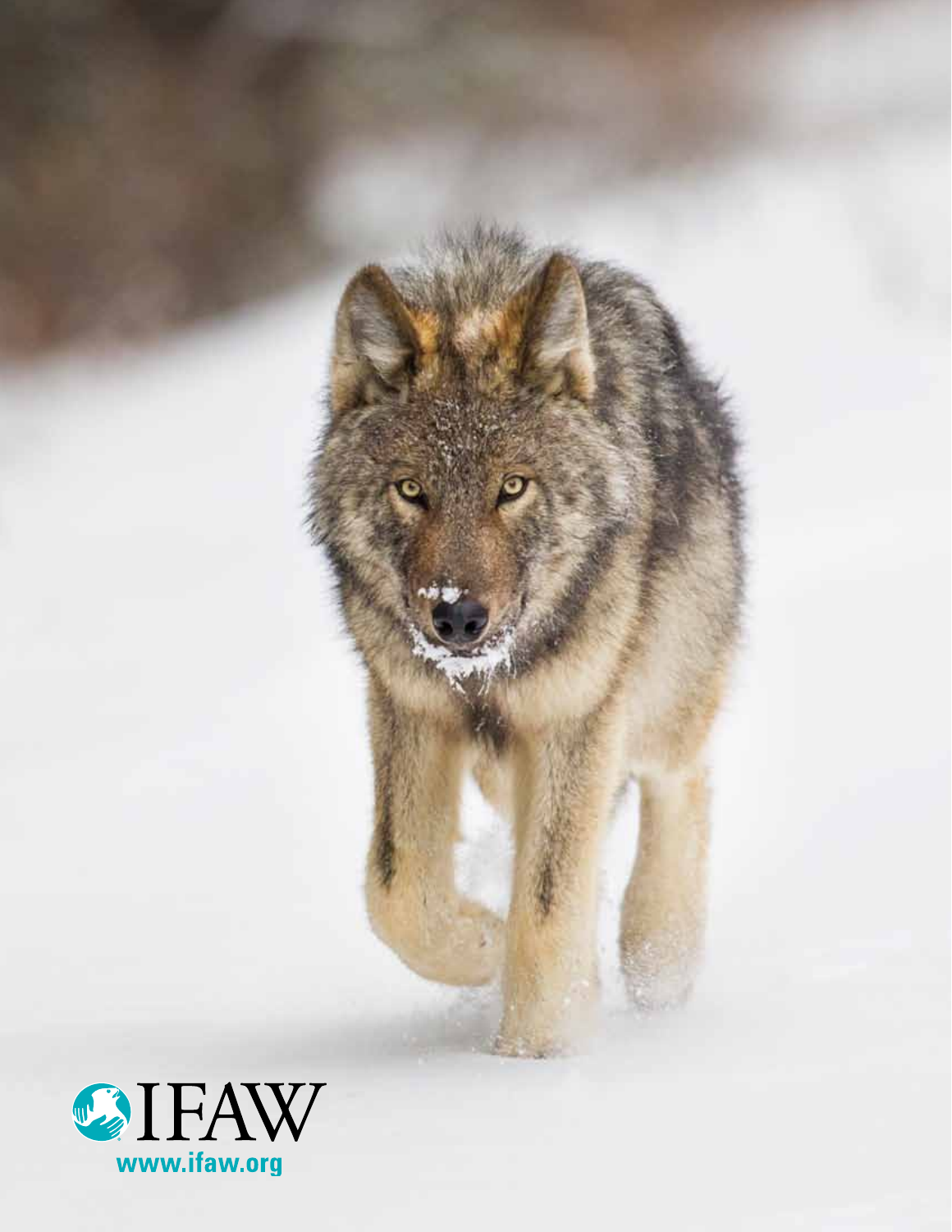IFAW

www.ifaw.org